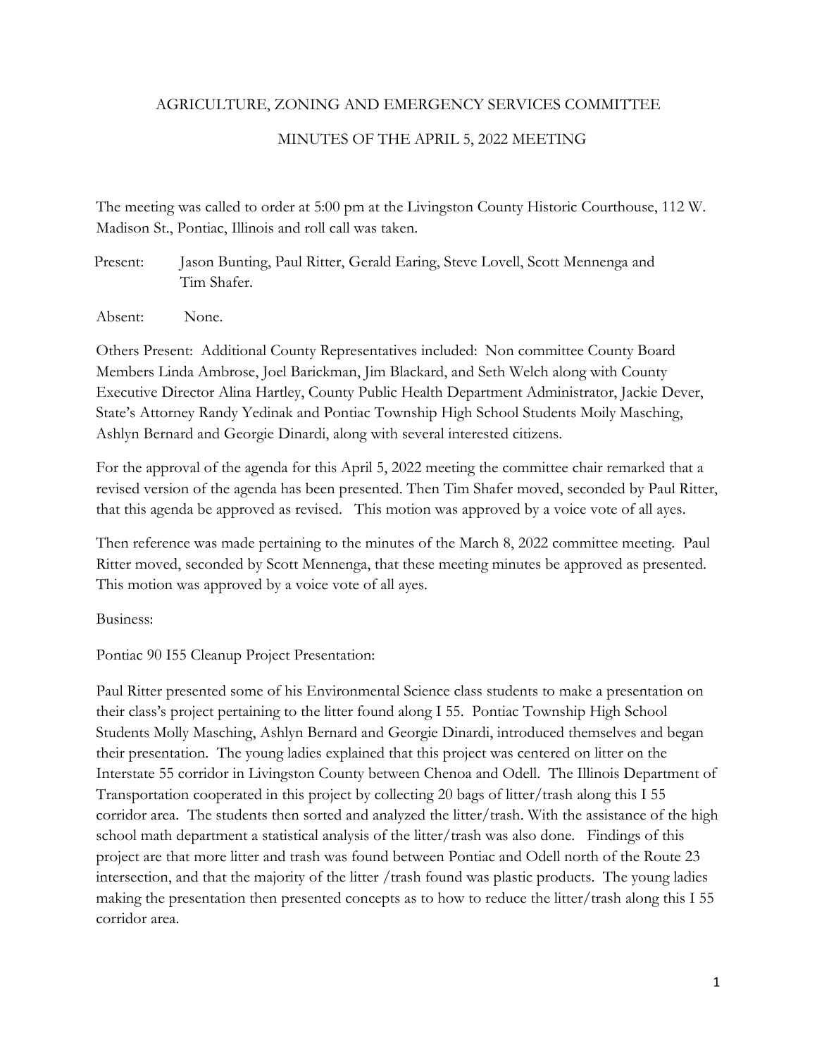AGRICULTURE, ZONING AND EMERGENCY SERVICES COMMITTEE

MINUTES OF THE APRIL 5, 2022 MEETING

The meeting was called to order at 5:00 pm at the Livingston County Historic Courthouse, 112 W. Madison St., Pontiac, Illinois and roll call was taken.

Present: Jason Bunting, Paul Ritter, Gerald Earing, Steve Lovell, Scott Mennenga and Tim Shafer.

Absent: None.

Others Present: Additional County Representatives included: Non committee County Board Members Linda Ambrose, Joel Barickman, Jim Blackard, and Seth Welch along with County Executive Director Alina Hartley, County Public Health Department Administrator, Jackie Dever, State's Attorney Randy Yedinak and Pontiac Township High School Students Moily Masching, Ashlyn Bernard and Georgie Dinardi, along with several interested citizens.

For the approval of the agenda for this April 5, 2022 meeting the committee chair remarked that a revised version of the agenda has been presented. Then Tim Shafer moved, seconded by Paul Ritter, that this agenda be approved as revised. This motion was approved by a voice vote of all ayes.

Then reference was made pertaining to the minutes of the March 8, 2022 committee meeting. Paul Ritter moved, seconded by Scott Mennenga, that these meeting minutes be approved as presented. This motion was approved by a voice vote of all ayes.

Business:

Pontiac 90 I55 Cleanup Project Presentation:

Paul Ritter presented some of his Environmental Science class students to make a presentation on their class's project pertaining to the litter found along I 55. Pontiac Township High School Students Molly Masching, Ashlyn Bernard and Georgie Dinardi, introduced themselves and began their presentation. The young ladies explained that this project was centered on litter on the Interstate 55 corridor in Livingston County between Chenoa and Odell. The Illinois Department of Transportation cooperated in this project by collecting 20 bags of litter/trash along this I 55 corridor area. The students then sorted and analyzed the litter/trash. With the assistance of the high school math department a statistical analysis of the litter/trash was also done. Findings of this project are that more litter and trash was found between Pontiac and Odell north of the Route 23 intersection, and that the majority of the litter /trash found was plastic products. The young ladies making the presentation then presented concepts as to how to reduce the litter/trash along this I 55 corridor area.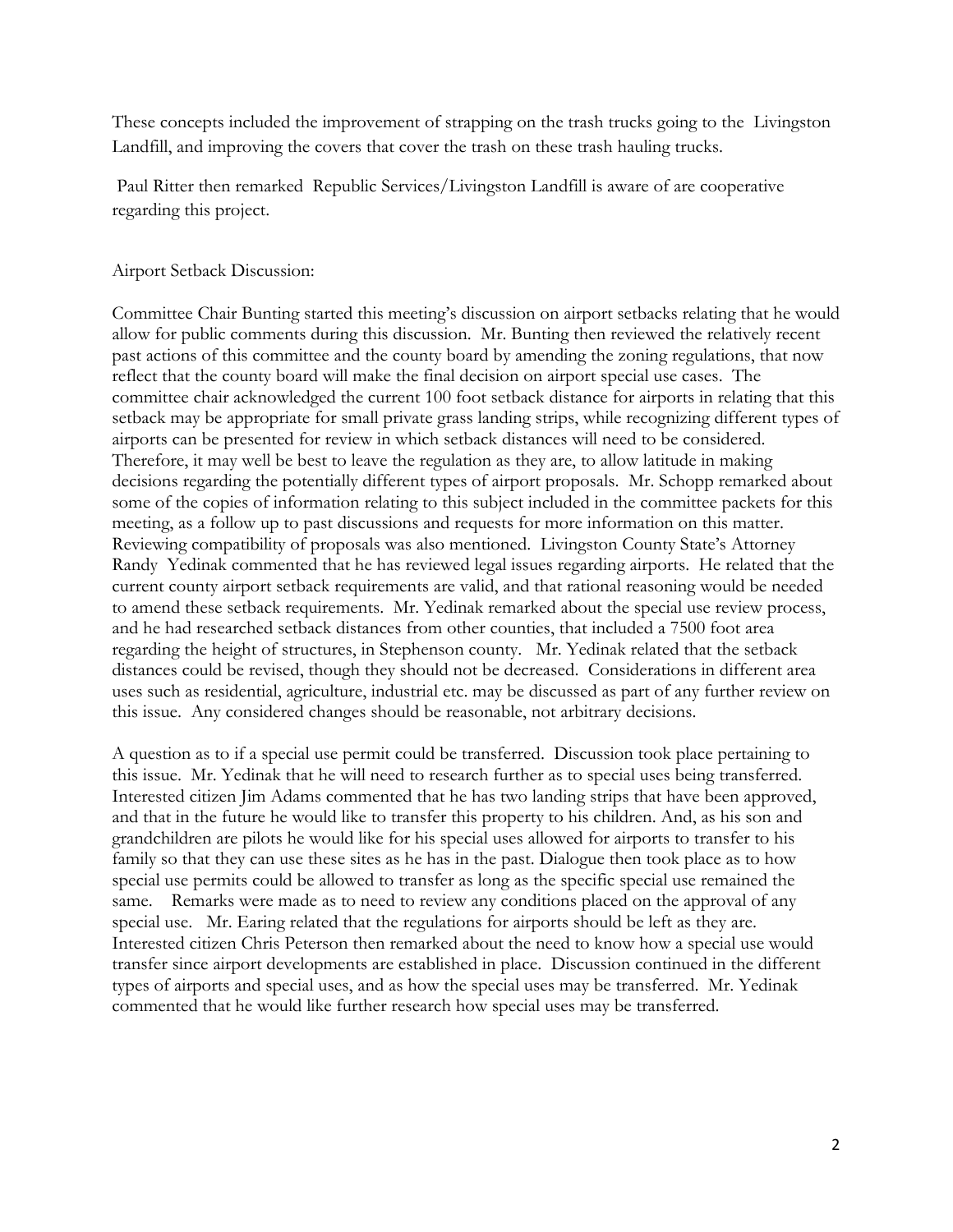These concepts included the improvement of strapping on the trash trucks going to the Livingston Landfill, and improving the covers that cover the trash on these trash hauling trucks.

Paul Ritter then remarked Republic Services/Livingston Landfill is aware of are cooperative regarding this project.

Airport Setback Discussion:

Committee Chair Bunting started this meeting's discussion on airport setbacks relating that he would allow for public comments during this discussion. Mr. Bunting then reviewed the relatively recent past actions of this committee and the county board by amending the zoning regulations, that now reflect that the county board will make the final decision on airport special use cases. The committee chair acknowledged the current 100 foot setback distance for airports in relating that this setback may be appropriate for small private grass landing strips, while recognizing different types of airports can be presented for review in which setback distances will need to be considered. Therefore, it may well be best to leave the regulation as they are, to allow latitude in making decisions regarding the potentially different types of airport proposals. Mr. Schopp remarked about some of the copies of information relating to this subject included in the committee packets for this meeting, as a follow up to past discussions and requests for more information on this matter. Reviewing compatibility of proposals was also mentioned. Livingston County State's Attorney Randy Yedinak commented that he has reviewed legal issues regarding airports. He related that the current county airport setback requirements are valid, and that rational reasoning would be needed to amend these setback requirements. Mr. Yedinak remarked about the special use review process, and he had researched setback distances from other counties, that included a 7500 foot area regarding the height of structures, in Stephenson county. Mr. Yedinak related that the setback distances could be revised, though they should not be decreased. Considerations in different area uses such as residential, agriculture, industrial etc. may be discussed as part of any further review on this issue. Any considered changes should be reasonable, not arbitrary decisions.

A question as to if a special use permit could be transferred. Discussion took place pertaining to this issue. Mr. Yedinak that he will need to research further as to special uses being transferred. Interested citizen Jim Adams commented that he has two landing strips that have been approved, and that in the future he would like to transfer this property to his children. And, as his son and grandchildren are pilots he would like for his special uses allowed for airports to transfer to his family so that they can use these sites as he has in the past. Dialogue then took place as to how special use permits could be allowed to transfer as long as the specific special use remained the same. Remarks were made as to need to review any conditions placed on the approval of any special use. Mr. Earing related that the regulations for airports should be left as they are. Interested citizen Chris Peterson then remarked about the need to know how a special use would transfer since airport developments are established in place. Discussion continued in the different types of airports and special uses, and as how the special uses may be transferred. Mr. Yedinak commented that he would like further research how special uses may be transferred.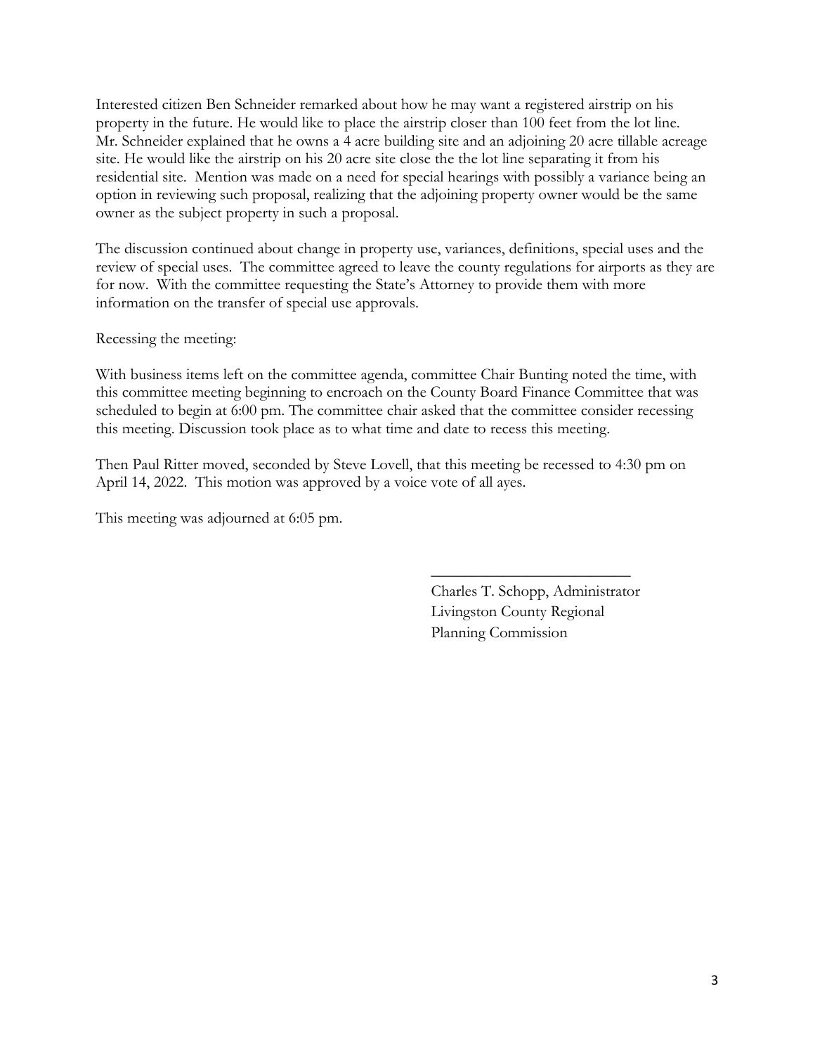Interested citizen Ben Schneider remarked about how he may want a registered airstrip on his property in the future. He would like to place the airstrip closer than 100 feet from the lot line. Mr. Schneider explained that he owns a 4 acre building site and an adjoining 20 acre tillable acreage site. He would like the airstrip on his 20 acre site close the the lot line separating it from his residential site. Mention was made on a need for special hearings with possibly a variance being an option in reviewing such proposal, realizing that the adjoining property owner would be the same owner as the subject property in such a proposal.

The discussion continued about change in property use, variances, definitions, special uses and the review of special uses. The committee agreed to leave the county regulations for airports as they are for now. With the committee requesting the State's Attorney to provide them with more information on the transfer of special use approvals.

Recessing the meeting:

With business items left on the committee agenda, committee Chair Bunting noted the time, with this committee meeting beginning to encroach on the County Board Finance Committee that was scheduled to begin at 6:00 pm. The committee chair asked that the committee consider recessing this meeting. Discussion took place as to what time and date to recess this meeting.

Then Paul Ritter moved, seconded by Steve Lovell, that this meeting be recessed to 4:30 pm on April 14, 2022. This motion was approved by a voice vote of all ayes.

This meeting was adjourned at 6:05 pm.

\_\_\_\_\_\_\_\_\_\_\_\_\_\_\_\_\_\_\_\_\_\_\_\_\_\_

Charles T. Schopp, Administrator
Livingston County Regional
Planning Commission